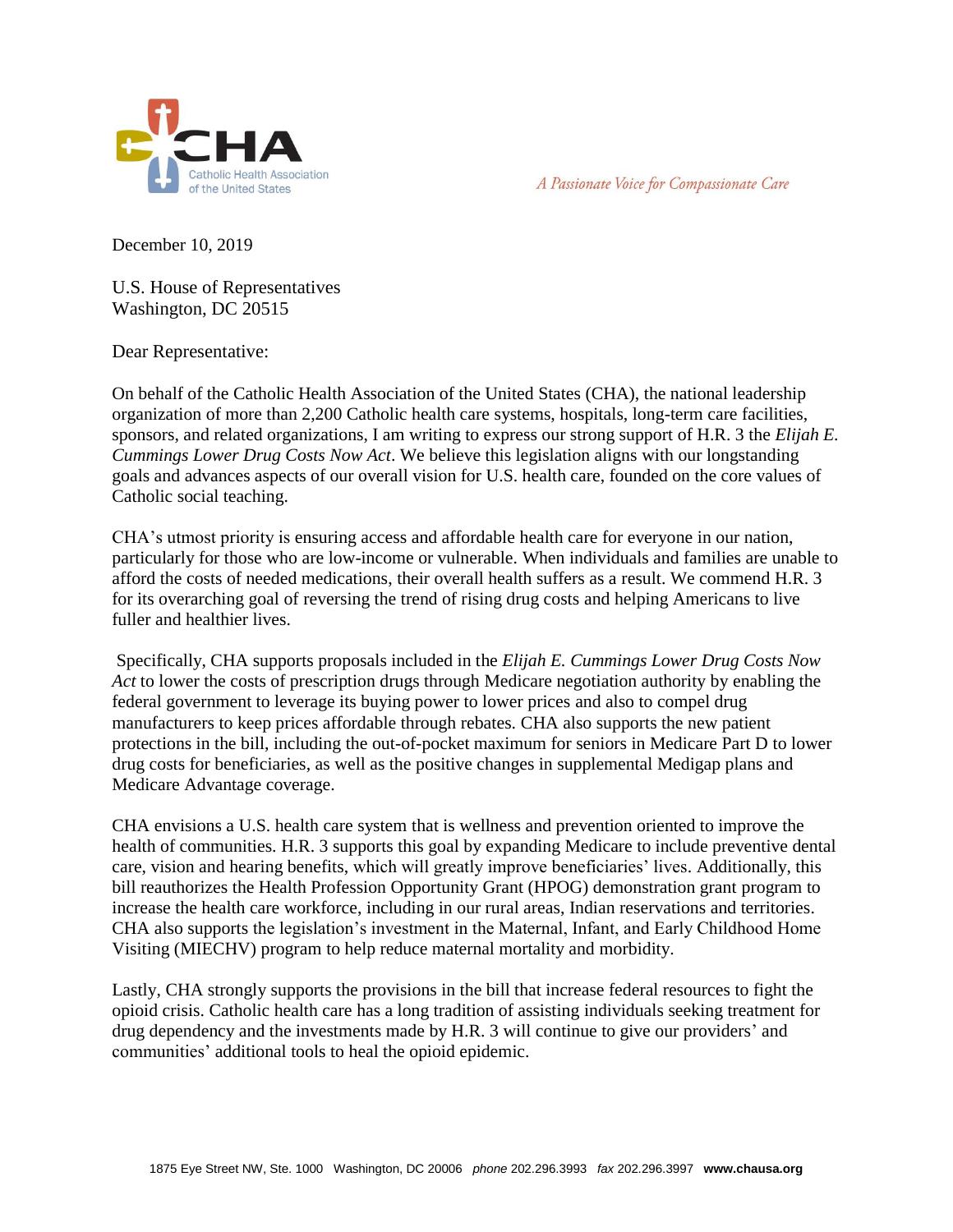CHA Catholic Health Association of the United States

*A Passionate Voice for Compassionate Care*

December 10, 2019

U.S. House of Representatives
Washington, DC 20515

Dear Representative:

On behalf of the Catholic Health Association of the United States (CHA), the national leadership organization of more than 2,200 Catholic health care systems, hospitals, long-term care facilities, sponsors, and related organizations, I am writing to express our strong support of H.R. 3 the *Elijah E. Cummings Lower Drug Costs Now Act*. We believe this legislation aligns with our longstanding goals and advances aspects of our overall vision for U.S. health care, founded on the core values of Catholic social teaching.

CHA's utmost priority is ensuring access and affordable health care for everyone in our nation, particularly for those who are low-income or vulnerable. When individuals and families are unable to afford the costs of needed medications, their overall health suffers as a result. We commend H.R. 3 for its overarching goal of reversing the trend of rising drug costs and helping Americans to live fuller and healthier lives.

Specifically, CHA supports proposals included in the *Elijah E. Cummings Lower Drug Costs Now Act* to lower the costs of prescription drugs through Medicare negotiation authority by enabling the federal government to leverage its buying power to lower prices and also to compel drug manufacturers to keep prices affordable through rebates. CHA also supports the new patient protections in the bill, including the out-of-pocket maximum for seniors in Medicare Part D to lower drug costs for beneficiaries, as well as the positive changes in supplemental Medigap plans and Medicare Advantage coverage.

CHA envisions a U.S. health care system that is wellness and prevention oriented to improve the health of communities. H.R. 3 supports this goal by expanding Medicare to include preventive dental care, vision and hearing benefits, which will greatly improve beneficiaries' lives. Additionally, this bill reauthorizes the Health Profession Opportunity Grant (HPOG) demonstration grant program to increase the health care workforce, including in our rural areas, Indian reservations and territories. CHA also supports the legislation's investment in the Maternal, Infant, and Early Childhood Home Visiting (MIECHV) program to help reduce maternal mortality and morbidity.

Lastly, CHA strongly supports the provisions in the bill that increase federal resources to fight the opioid crisis. Catholic health care has a long tradition of assisting individuals seeking treatment for drug dependency and the investments made by H.R. 3 will continue to give our providers' and communities' additional tools to heal the opioid epidemic.

1875 Eye Street NW, Ste. 1000 Washington, DC 20006 *phone* 202.296.3993 *fax* 202.296.3997 **www.chausa.org**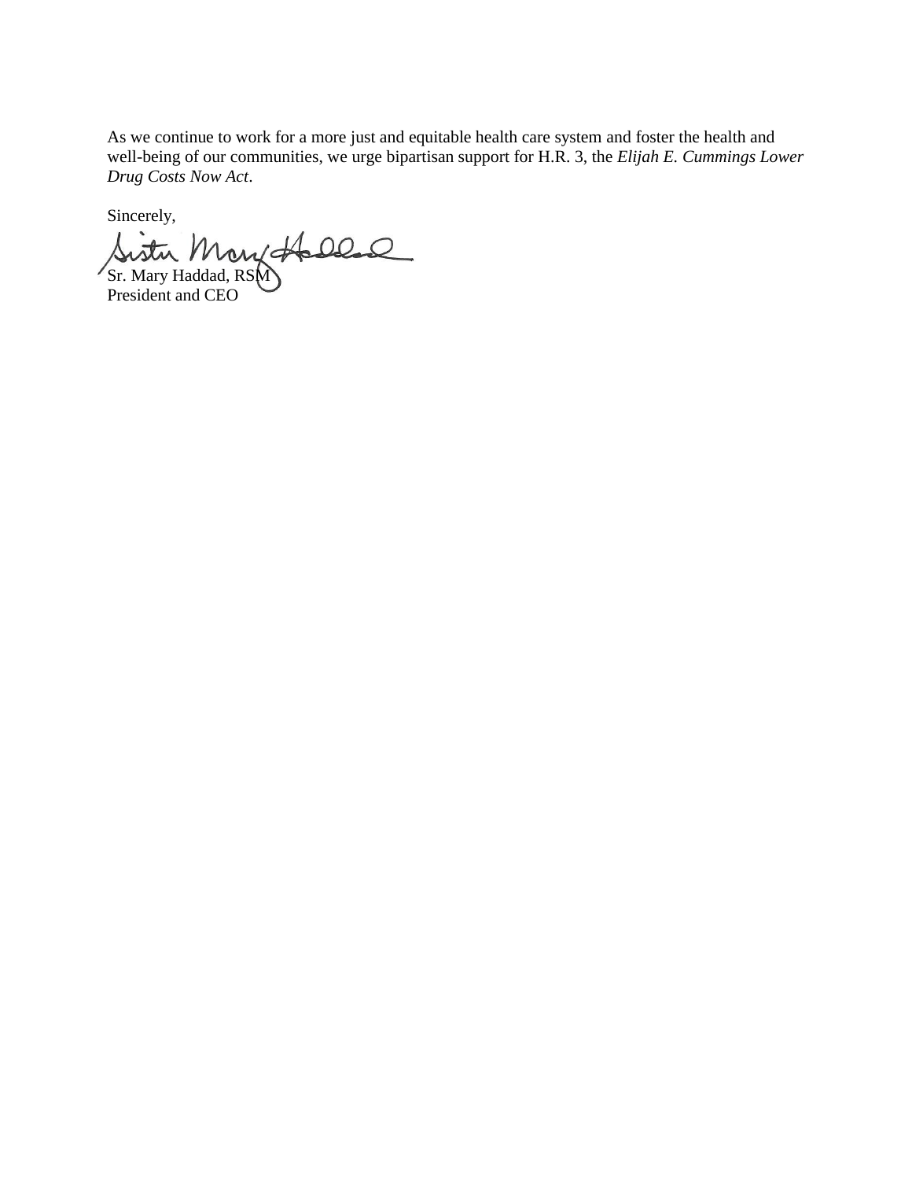As we continue to work for a more just and equitable health care system and foster the health and well-being of our communities, we urge bipartisan support for H.R. 3, the *Elijah E. Cummings Lower Drug Costs Now Act*.

Sincerely,

Sr. Mary Haddad, RSM
President and CEO